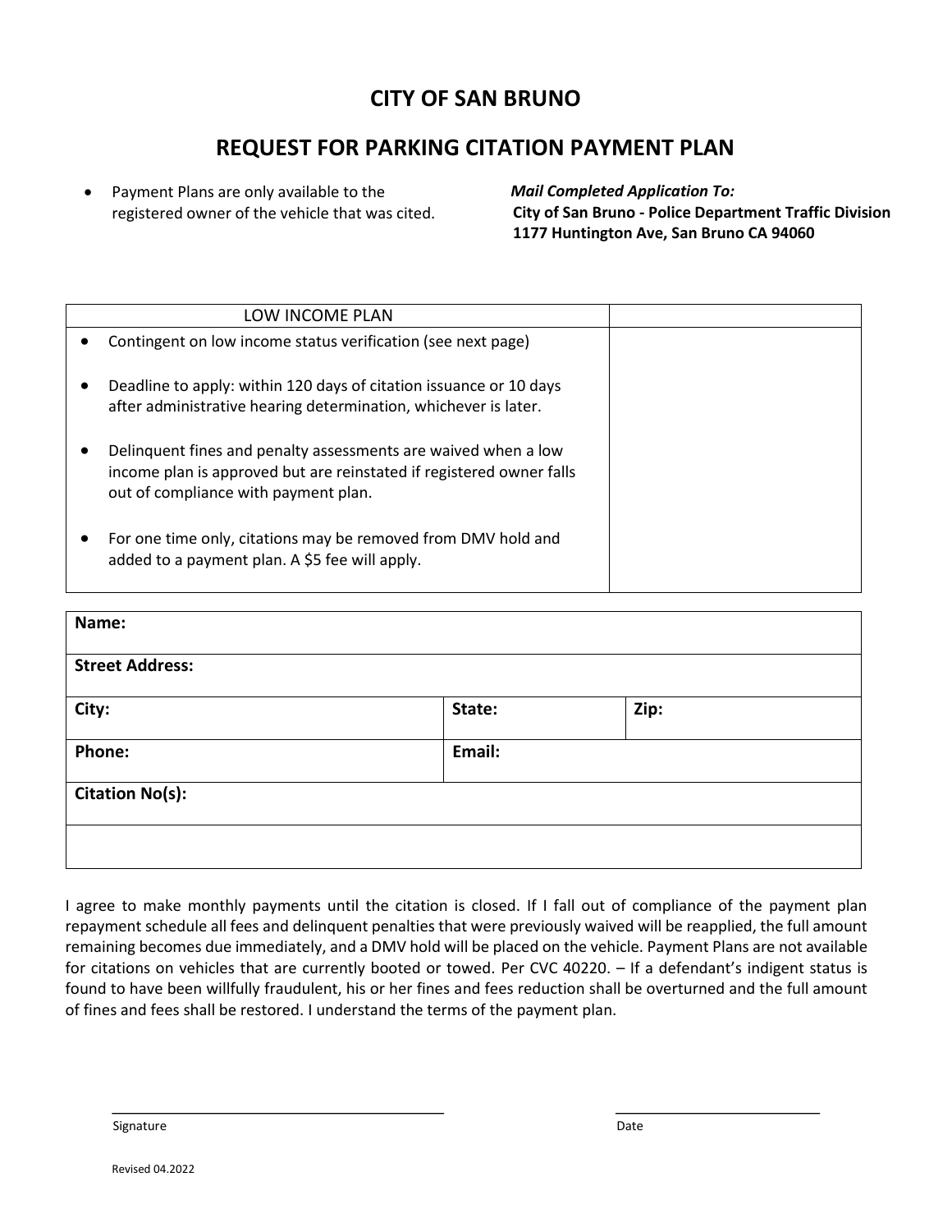# CITY OF SAN BRUNO

## REQUEST FOR PARKING CITATION PAYMENT PLAN

- Payment Plans are only available to the registered owner of the vehicle that was cited.

***Mail Completed Application To:***
**City of San Bruno - Police Department Traffic Division**
**1177 Huntington Ave, San Bruno CA 94060**

| LOW INCOME PLAN | |
|---|---|
| • Contingent on low income status verification (see next page)<br><br>• Deadline to apply: within 120 days of citation issuance or 10 days after administrative hearing determination, whichever is later.<br><br>• Delinquent fines and penalty assessments are waived when a low income plan is approved but are reinstated if registered owner falls out of compliance with payment plan.<br><br>• For one time only, citations may be removed from DMV hold and added to a payment plan. A $5 fee will apply. | |

| **Name:** | | |
|---|---|---|
| **Street Address:** | | |
| **City:** | **State:** | **Zip:** |
| **Phone:** | **Email:** | |
| **Citation No(s):** | | |
| | | |

I agree to make monthly payments until the citation is closed. If I fall out of compliance of the payment plan repayment schedule all fees and delinquent penalties that were previously waived will be reapplied, the full amount remaining becomes due immediately, and a DMV hold will be placed on the vehicle. Payment Plans are not available for citations on vehicles that are currently booted or towed. Per CVC 40220. – If a defendant's indigent status is found to have been willfully fraudulent, his or her fines and fees reduction shall be overturned and the full amount of fines and fees shall be restored. I understand the terms of the payment plan.

_______________________________ Signature

_______________________________ Date

Revised 04.2022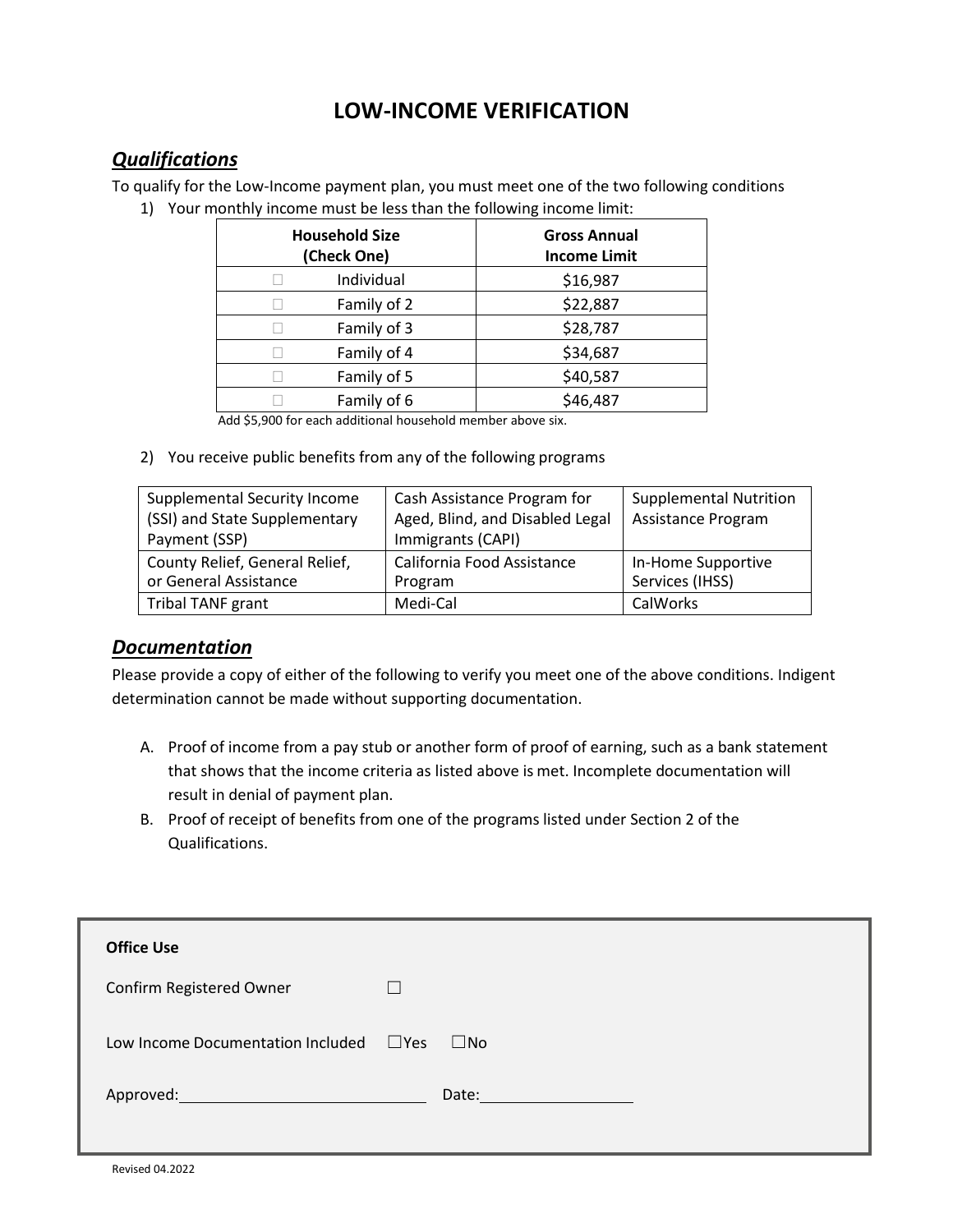# LOW-INCOME VERIFICATION

## ***Qualifications***

To qualify for the Low-Income payment plan, you must meet one of the two following conditions

1) Your monthly income must be less than the following income limit:

| Household Size (Check One) | Gross Annual Income Limit |
|---|---|
| ☐ Individual | $16,987 |
| ☐ Family of 2 | $22,887 |
| ☐ Family of 3 | $28,787 |
| ☐ Family of 4 | $34,687 |
| ☐ Family of 5 | $40,587 |
| ☐ Family of 6 | $46,487 |

Add $5,900 for each additional household member above six.

2) You receive public benefits from any of the following programs

| | | |
|---|---|---|
| Supplemental Security Income (SSI) and State Supplementary Payment (SSP) | Cash Assistance Program for Aged, Blind, and Disabled Legal Immigrants (CAPI) | Supplemental Nutrition Assistance Program |
| County Relief, General Relief, or General Assistance | California Food Assistance Program | In-Home Supportive Services (IHSS) |
| Tribal TANF grant | Medi-Cal | CalWorks |

## ***Documentation***

Please provide a copy of either of the following to verify you meet one of the above conditions. Indigent determination cannot be made without supporting documentation.

A. Proof of income from a pay stub or another form of proof of earning, such as a bank statement that shows that the income criteria as listed above is met. Incomplete documentation will result in denial of payment plan.
B. Proof of receipt of benefits from one of the programs listed under Section 2 of the Qualifications.

**Office Use**

Confirm Registered Owner ☐

Low Income Documentation Included ☐Yes ☐No

Approved: ____________________ Date: ____________

Revised 04.2022